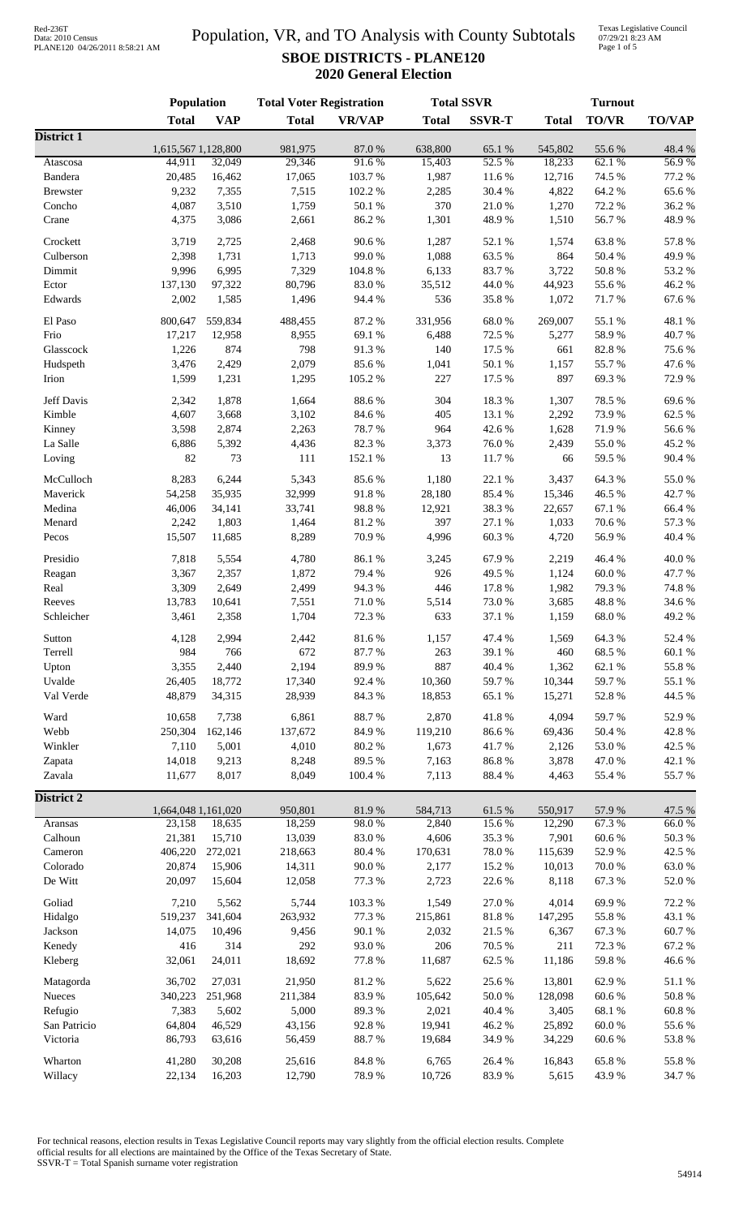Red-236T
Data: 2010 Census
PLANE120 04/26/2011 8:58:21 AM

# Population, VR, and TO Analysis with County Subtotals

Texas Legislative Council
07/29/21 8:23 AM

## SBOE DISTRICTS - PLANE120
## 2020 General Election

| | Population | | Total Voter Registration | | Total SSVR | | Turnout | | |
|---|---|---|---|---|---|---|---|---|---|
| | Total | VAP | Total | VR/VAP | Total | SSVR-T | Total | TO/VR | TO/VAP |
| **District 1** | | | | | | | | | |
| | 1,615,567 | 1,128,800 | 981,975 | 87.0 % | 638,800 | 65.1 % | 545,802 | 55.6 % | 48.4 % |
| Atascosa | 44,911 | 32,049 | 29,346 | 91.6 % | 15,403 | 52.5 % | 18,233 | 62.1 % | 56.9 % |
| Bandera | 20,485 | 16,462 | 17,065 | 103.7 % | 1,987 | 11.6 % | 12,716 | 74.5 % | 77.2 % |
| Brewster | 9,232 | 7,355 | 7,515 | 102.2 % | 2,285 | 30.4 % | 4,822 | 64.2 % | 65.6 % |
| Concho | 4,087 | 3,510 | 1,759 | 50.1 % | 370 | 21.0 % | 1,270 | 72.2 % | 36.2 % |
| Crane | 4,375 | 3,086 | 2,661 | 86.2 % | 1,301 | 48.9 % | 1,510 | 56.7 % | 48.9 % |
| Crockett | 3,719 | 2,725 | 2,468 | 90.6 % | 1,287 | 52.1 % | 1,574 | 63.8 % | 57.8 % |
| Culberson | 2,398 | 1,731 | 1,713 | 99.0 % | 1,088 | 63.5 % | 864 | 50.4 % | 49.9 % |
| Dimmit | 9,996 | 6,995 | 7,329 | 104.8 % | 6,133 | 83.7 % | 3,722 | 50.8 % | 53.2 % |
| Ector | 137,130 | 97,322 | 80,796 | 83.0 % | 35,512 | 44.0 % | 44,923 | 55.6 % | 46.2 % |
| Edwards | 2,002 | 1,585 | 1,496 | 94.4 % | 536 | 35.8 % | 1,072 | 71.7 % | 67.6 % |
| El Paso | 800,647 | 559,834 | 488,455 | 87.2 % | 331,956 | 68.0 % | 269,007 | 55.1 % | 48.1 % |
| Frio | 17,217 | 12,958 | 8,955 | 69.1 % | 6,488 | 72.5 % | 5,277 | 58.9 % | 40.7 % |
| Glasscock | 1,226 | 874 | 798 | 91.3 % | 140 | 17.5 % | 661 | 82.8 % | 75.6 % |
| Hudspeth | 3,476 | 2,429 | 2,079 | 85.6 % | 1,041 | 50.1 % | 1,157 | 55.7 % | 47.6 % |
| Irion | 1,599 | 1,231 | 1,295 | 105.2 % | 227 | 17.5 % | 897 | 69.3 % | 72.9 % |
| Jeff Davis | 2,342 | 1,878 | 1,664 | 88.6 % | 304 | 18.3 % | 1,307 | 78.5 % | 69.6 % |
| Kimble | 4,607 | 3,668 | 3,102 | 84.6 % | 405 | 13.1 % | 2,292 | 73.9 % | 62.5 % |
| Kinney | 3,598 | 2,874 | 2,263 | 78.7 % | 964 | 42.6 % | 1,628 | 71.9 % | 56.6 % |
| La Salle | 6,886 | 5,392 | 4,436 | 82.3 % | 3,373 | 76.0 % | 2,439 | 55.0 % | 45.2 % |
| Loving | 82 | 73 | 111 | 152.1 % | 13 | 11.7 % | 66 | 59.5 % | 90.4 % |
| McCulloch | 8,283 | 6,244 | 5,343 | 85.6 % | 1,180 | 22.1 % | 3,437 | 64.3 % | 55.0 % |
| Maverick | 54,258 | 35,935 | 32,999 | 91.8 % | 28,180 | 85.4 % | 15,346 | 46.5 % | 42.7 % |
| Medina | 46,006 | 34,141 | 33,741 | 98.8 % | 12,921 | 38.3 % | 22,657 | 67.1 % | 66.4 % |
| Menard | 2,242 | 1,803 | 1,464 | 81.2 % | 397 | 27.1 % | 1,033 | 70.6 % | 57.3 % |
| Pecos | 15,507 | 11,685 | 8,289 | 70.9 % | 4,996 | 60.3 % | 4,720 | 56.9 % | 40.4 % |
| Presidio | 7,818 | 5,554 | 4,780 | 86.1 % | 3,245 | 67.9 % | 2,219 | 46.4 % | 40.0 % |
| Reagan | 3,367 | 2,357 | 1,872 | 79.4 % | 926 | 49.5 % | 1,124 | 60.0 % | 47.7 % |
| Real | 3,309 | 2,649 | 2,499 | 94.3 % | 446 | 17.8 % | 1,982 | 79.3 % | 74.8 % |
| Reeves | 13,783 | 10,641 | 7,551 | 71.0 % | 5,514 | 73.0 % | 3,685 | 48.8 % | 34.6 % |
| Schleicher | 3,461 | 2,358 | 1,704 | 72.3 % | 633 | 37.1 % | 1,159 | 68.0 % | 49.2 % |
| Sutton | 4,128 | 2,994 | 2,442 | 81.6 % | 1,157 | 47.4 % | 1,569 | 64.3 % | 52.4 % |
| Terrell | 984 | 766 | 672 | 87.7 % | 263 | 39.1 % | 460 | 68.5 % | 60.1 % |
| Upton | 3,355 | 2,440 | 2,194 | 89.9 % | 887 | 40.4 % | 1,362 | 62.1 % | 55.8 % |
| Uvalde | 26,405 | 18,772 | 17,340 | 92.4 % | 10,360 | 59.7 % | 10,344 | 59.7 % | 55.1 % |
| Val Verde | 48,879 | 34,315 | 28,939 | 84.3 % | 18,853 | 65.1 % | 15,271 | 52.8 % | 44.5 % |
| Ward | 10,658 | 7,738 | 6,861 | 88.7 % | 2,870 | 41.8 % | 4,094 | 59.7 % | 52.9 % |
| Webb | 250,304 | 162,146 | 137,672 | 84.9 % | 119,210 | 86.6 % | 69,436 | 50.4 % | 42.8 % |
| Winkler | 7,110 | 5,001 | 4,010 | 80.2 % | 1,673 | 41.7 % | 2,126 | 53.0 % | 42.5 % |
| Zapata | 14,018 | 9,213 | 8,248 | 89.5 % | 7,163 | 86.8 % | 3,878 | 47.0 % | 42.1 % |
| Zavala | 11,677 | 8,017 | 8,049 | 100.4 % | 7,113 | 88.4 % | 4,463 | 55.4 % | 55.7 % |
| **District 2** | | | | | | | | | |
| | 1,664,048 | 1,161,020 | 950,801 | 81.9 % | 584,713 | 61.5 % | 550,917 | 57.9 % | 47.5 % |
| Aransas | 23,158 | 18,635 | 18,259 | 98.0 % | 2,840 | 15.6 % | 12,290 | 67.3 % | 66.0 % |
| Calhoun | 21,381 | 15,710 | 13,039 | 83.0 % | 4,606 | 35.3 % | 7,901 | 60.6 % | 50.3 % |
| Cameron | 406,220 | 272,021 | 218,663 | 80.4 % | 170,631 | 78.0 % | 115,639 | 52.9 % | 42.5 % |
| Colorado | 20,874 | 15,906 | 14,311 | 90.0 % | 2,177 | 15.2 % | 10,013 | 70.0 % | 63.0 % |
| De Witt | 20,097 | 15,604 | 12,058 | 77.3 % | 2,723 | 22.6 % | 8,118 | 67.3 % | 52.0 % |
| Goliad | 7,210 | 5,562 | 5,744 | 103.3 % | 1,549 | 27.0 % | 4,014 | 69.9 % | 72.2 % |
| Hidalgo | 519,237 | 341,604 | 263,932 | 77.3 % | 215,861 | 81.8 % | 147,295 | 55.8 % | 43.1 % |
| Jackson | 14,075 | 10,496 | 9,456 | 90.1 % | 2,032 | 21.5 % | 6,367 | 67.3 % | 60.7 % |
| Kenedy | 416 | 314 | 292 | 93.0 % | 206 | 70.5 % | 211 | 72.3 % | 67.2 % |
| Kleberg | 32,061 | 24,011 | 18,692 | 77.8 % | 11,687 | 62.5 % | 11,186 | 59.8 % | 46.6 % |
| Matagorda | 36,702 | 27,031 | 21,950 | 81.2 % | 5,622 | 25.6 % | 13,801 | 62.9 % | 51.1 % |
| Nueces | 340,223 | 251,968 | 211,384 | 83.9 % | 105,642 | 50.0 % | 128,098 | 60.6 % | 50.8 % |
| Refugio | 7,383 | 5,602 | 5,000 | 89.3 % | 2,021 | 40.4 % | 3,405 | 68.1 % | 60.8 % |
| San Patricio | 64,804 | 46,529 | 43,156 | 92.8 % | 19,941 | 46.2 % | 25,892 | 60.0 % | 55.6 % |
| Victoria | 86,793 | 63,616 | 56,459 | 88.7 % | 19,684 | 34.9 % | 34,229 | 60.6 % | 53.8 % |
| Wharton | 41,280 | 30,208 | 25,616 | 84.8 % | 6,765 | 26.4 % | 16,843 | 65.8 % | 55.8 % |
| Willacy | 22,134 | 16,203 | 12,790 | 78.9 % | 10,726 | 83.9 % | 5,615 | 43.9 % | 34.7 % |

For technical reasons, election results in Texas Legislative Council reports may vary slightly from the official election results. Complete official results for all elections are maintained by the Office of the Texas Secretary of State.
SSVR-T = Total Spanish surname voter registration

54914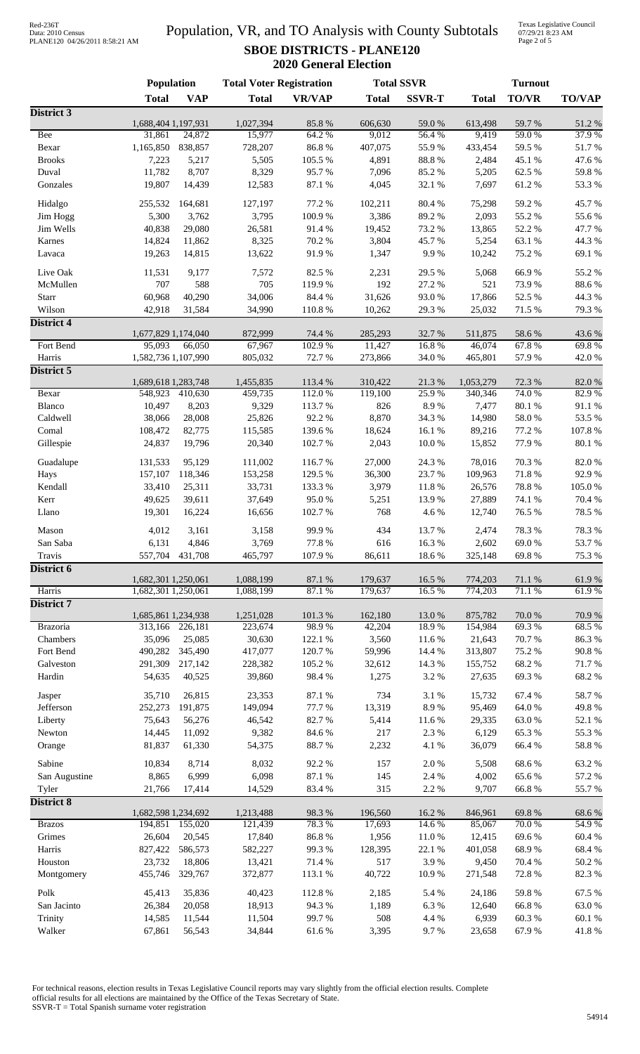# Population, VR, and TO Analysis with County Subtotals

## SBOE DISTRICTS - PLANE120

### 2020 General Election

| | Population | | Total Voter Registration | | Total SSVR | | Turnout | | |
|---|---|---|---|---|---|---|---|---|---|
| | **Total** | **VAP** | **Total** | **VR/VAP** | **Total** | **SSVR-T** | **Total** | **TO/VR** | **TO/VAP** |
| **District 3** | | | | | | | | | |
| | 1,688,404 | 1,197,931 | 1,027,394 | 85.8 % | 606,630 | 59.0 % | 613,498 | 59.7 % | 51.2 % |
| Bee | 31,861 | 24,872 | 15,977 | 64.2 % | 9,012 | 56.4 % | 9,419 | 59.0 % | 37.9 % |
| Bexar | 1,165,850 | 838,857 | 728,207 | 86.8 % | 407,075 | 55.9 % | 433,454 | 59.5 % | 51.7 % |
| Brooks | 7,223 | 5,217 | 5,505 | 105.5 % | 4,891 | 88.8 % | 2,484 | 45.1 % | 47.6 % |
| Duval | 11,782 | 8,707 | 8,329 | 95.7 % | 7,096 | 85.2 % | 5,205 | 62.5 % | 59.8 % |
| Gonzales | 19,807 | 14,439 | 12,583 | 87.1 % | 4,045 | 32.1 % | 7,697 | 61.2 % | 53.3 % |
| Hidalgo | 255,532 | 164,681 | 127,197 | 77.2 % | 102,211 | 80.4 % | 75,298 | 59.2 % | 45.7 % |
| Jim Hogg | 5,300 | 3,762 | 3,795 | 100.9 % | 3,386 | 89.2 % | 2,093 | 55.2 % | 55.6 % |
| Jim Wells | 40,838 | 29,080 | 26,581 | 91.4 % | 19,452 | 73.2 % | 13,865 | 52.2 % | 47.7 % |
| Karnes | 14,824 | 11,862 | 8,325 | 70.2 % | 3,804 | 45.7 % | 5,254 | 63.1 % | 44.3 % |
| Lavaca | 19,263 | 14,815 | 13,622 | 91.9 % | 1,347 | 9.9 % | 10,242 | 75.2 % | 69.1 % |
| Live Oak | 11,531 | 9,177 | 7,572 | 82.5 % | 2,231 | 29.5 % | 5,068 | 66.9 % | 55.2 % |
| McMullen | 707 | 588 | 705 | 119.9 % | 192 | 27.2 % | 521 | 73.9 % | 88.6 % |
| Starr | 60,968 | 40,290 | 34,006 | 84.4 % | 31,626 | 93.0 % | 17,866 | 52.5 % | 44.3 % |
| Wilson | 42,918 | 31,584 | 34,990 | 110.8 % | 10,262 | 29.3 % | 25,032 | 71.5 % | 79.3 % |
| **District 4** | | | | | | | | | |
| | 1,677,829 | 1,174,040 | 872,999 | 74.4 % | 285,293 | 32.7 % | 511,875 | 58.6 % | 43.6 % |
| Fort Bend | 95,093 | 66,050 | 67,967 | 102.9 % | 11,427 | 16.8 % | 46,074 | 67.8 % | 69.8 % |
| Harris | 1,582,736 | 1,107,990 | 805,032 | 72.7 % | 273,866 | 34.0 % | 465,801 | 57.9 % | 42.0 % |
| **District 5** | | | | | | | | | |
| | 1,689,618 | 1,283,748 | 1,455,835 | 113.4 % | 310,422 | 21.3 % | 1,053,279 | 72.3 % | 82.0 % |
| Bexar | 548,923 | 410,630 | 459,735 | 112.0 % | 119,100 | 25.9 % | 340,346 | 74.0 % | 82.9 % |
| Blanco | 10,497 | 8,203 | 9,329 | 113.7 % | 826 | 8.9 % | 7,477 | 80.1 % | 91.1 % |
| Caldwell | 38,066 | 28,008 | 25,826 | 92.2 % | 8,870 | 34.3 % | 14,980 | 58.0 % | 53.5 % |
| Comal | 108,472 | 82,775 | 115,585 | 139.6 % | 18,624 | 16.1 % | 89,216 | 77.2 % | 107.8 % |
| Gillespie | 24,837 | 19,796 | 20,340 | 102.7 % | 2,043 | 10.0 % | 15,852 | 77.9 % | 80.1 % |
| Guadalupe | 131,533 | 95,129 | 111,002 | 116.7 % | 27,000 | 24.3 % | 78,016 | 70.3 % | 82.0 % |
| Hays | 157,107 | 118,346 | 153,258 | 129.5 % | 36,300 | 23.7 % | 109,963 | 71.8 % | 92.9 % |
| Kendall | 33,410 | 25,311 | 33,731 | 133.3 % | 3,979 | 11.8 % | 26,576 | 78.8 % | 105.0 % |
| Kerr | 49,625 | 39,611 | 37,649 | 95.0 % | 5,251 | 13.9 % | 27,889 | 74.1 % | 70.4 % |
| Llano | 19,301 | 16,224 | 16,656 | 102.7 % | 768 | 4.6 % | 12,740 | 76.5 % | 78.5 % |
| Mason | 4,012 | 3,161 | 3,158 | 99.9 % | 434 | 13.7 % | 2,474 | 78.3 % | 78.3 % |
| San Saba | 6,131 | 4,846 | 3,769 | 77.8 % | 616 | 16.3 % | 2,602 | 69.0 % | 53.7 % |
| Travis | 557,704 | 431,708 | 465,797 | 107.9 % | 86,611 | 18.6 % | 325,148 | 69.8 % | 75.3 % |
| **District 6** | | | | | | | | | |
| | 1,682,301 | 1,250,061 | 1,088,199 | 87.1 % | 179,637 | 16.5 % | 774,203 | 71.1 % | 61.9 % |
| Harris | 1,682,301 | 1,250,061 | 1,088,199 | 87.1 % | 179,637 | 16.5 % | 774,203 | 71.1 % | 61.9 % |
| **District 7** | | | | | | | | | |
| | 1,685,861 | 1,234,938 | 1,251,028 | 101.3 % | 162,180 | 13.0 % | 875,782 | 70.0 % | 70.9 % |
| Brazoria | 313,166 | 226,181 | 223,674 | 98.9 % | 42,204 | 18.9 % | 154,984 | 69.3 % | 68.5 % |
| Chambers | 35,096 | 25,085 | 30,630 | 122.1 % | 3,560 | 11.6 % | 21,643 | 70.7 % | 86.3 % |
| Fort Bend | 490,282 | 345,490 | 417,077 | 120.7 % | 59,996 | 14.4 % | 313,807 | 75.2 % | 90.8 % |
| Galveston | 291,309 | 217,142 | 228,382 | 105.2 % | 32,612 | 14.3 % | 155,752 | 68.2 % | 71.7 % |
| Hardin | 54,635 | 40,525 | 39,860 | 98.4 % | 1,275 | 3.2 % | 27,635 | 69.3 % | 68.2 % |
| Jasper | 35,710 | 26,815 | 23,353 | 87.1 % | 734 | 3.1 % | 15,732 | 67.4 % | 58.7 % |
| Jefferson | 252,273 | 191,875 | 149,094 | 77.7 % | 13,319 | 8.9 % | 95,469 | 64.0 % | 49.8 % |
| Liberty | 75,643 | 56,276 | 46,542 | 82.7 % | 5,414 | 11.6 % | 29,335 | 63.0 % | 52.1 % |
| Newton | 14,445 | 11,092 | 9,382 | 84.6 % | 217 | 2.3 % | 6,129 | 65.3 % | 55.3 % |
| Orange | 81,837 | 61,330 | 54,375 | 88.7 % | 2,232 | 4.1 % | 36,079 | 66.4 % | 58.8 % |
| Sabine | 10,834 | 8,714 | 8,032 | 92.2 % | 157 | 2.0 % | 5,508 | 68.6 % | 63.2 % |
| San Augustine | 8,865 | 6,999 | 6,098 | 87.1 % | 145 | 2.4 % | 4,002 | 65.6 % | 57.2 % |
| Tyler | 21,766 | 17,414 | 14,529 | 83.4 % | 315 | 2.2 % | 9,707 | 66.8 % | 55.7 % |
| **District 8** | | | | | | | | | |
| | 1,682,598 | 1,234,692 | 1,213,488 | 98.3 % | 196,560 | 16.2 % | 846,961 | 69.8 % | 68.6 % |
| Brazos | 194,851 | 155,020 | 121,439 | 78.3 % | 17,693 | 14.6 % | 85,067 | 70.0 % | 54.9 % |
| Grimes | 26,604 | 20,545 | 17,840 | 86.8 % | 1,956 | 11.0 % | 12,415 | 69.6 % | 60.4 % |
| Harris | 827,422 | 586,573 | 582,227 | 99.3 % | 128,395 | 22.1 % | 401,058 | 68.9 % | 68.4 % |
| Houston | 23,732 | 18,806 | 13,421 | 71.4 % | 517 | 3.9 % | 9,450 | 70.4 % | 50.2 % |
| Montgomery | 455,746 | 329,767 | 372,877 | 113.1 % | 40,722 | 10.9 % | 271,548 | 72.8 % | 82.3 % |
| Polk | 45,413 | 35,836 | 40,423 | 112.8 % | 2,185 | 5.4 % | 24,186 | 59.8 % | 67.5 % |
| San Jacinto | 26,384 | 20,058 | 18,913 | 94.3 % | 1,189 | 6.3 % | 12,640 | 66.8 % | 63.0 % |
| Trinity | 14,585 | 11,544 | 11,504 | 99.7 % | 508 | 4.4 % | 6,939 | 60.3 % | 60.1 % |
| Walker | 67,861 | 56,543 | 34,844 | 61.6 % | 3,395 | 9.7 % | 23,658 | 67.9 % | 41.8 % |

For technical reasons, election results in Texas Legislative Council reports may vary slightly from the official election results. Complete official results for all elections are maintained by the Office of the Texas Secretary of State.
SSVR-T = Total Spanish surname voter registration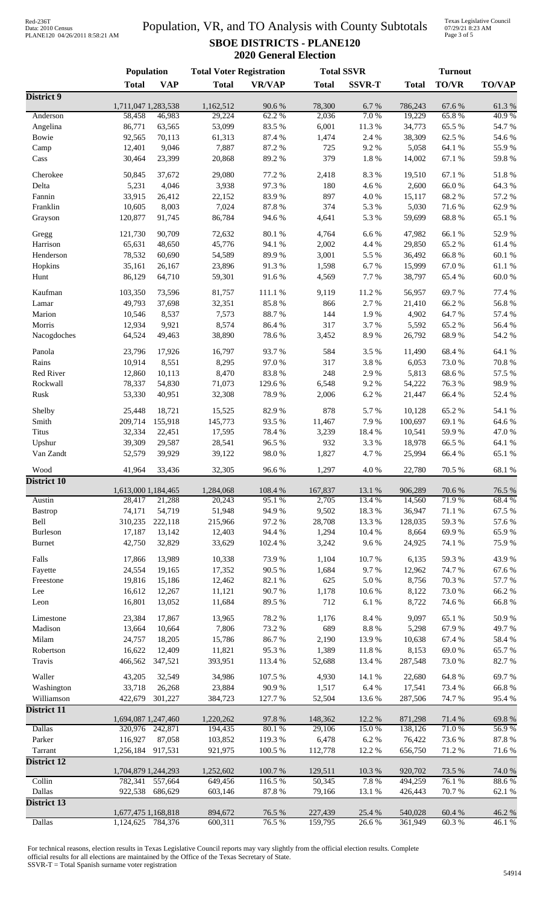# Population, VR, and TO Analysis with County Subtotals

## SBOE DISTRICTS - PLANE120

### 2020 General Election

| | Population | | Total Voter Registration | | Total SSVR | | Turnout | | |
|---|---|---|---|---|---|---|---|---|---|
| | Total | VAP | Total | VR/VAP | Total | SSVR-T | Total | TO/VR | TO/VAP |
| **District 9** | | | | | | | | | |
| | 1,711,047 | 1,283,538 | 1,162,512 | 90.6 % | 78,300 | 6.7 % | 786,243 | 67.6 % | 61.3 % |
| Anderson | 58,458 | 46,983 | 29,224 | 62.2 % | 2,036 | 7.0 % | 19,229 | 65.8 % | 40.9 % |
| Angelina | 86,771 | 63,565 | 53,099 | 83.5 % | 6,001 | 11.3 % | 34,773 | 65.5 % | 54.7 % |
| Bowie | 92,565 | 70,113 | 61,313 | 87.4 % | 1,474 | 2.4 % | 38,309 | 62.5 % | 54.6 % |
| Camp | 12,401 | 9,046 | 7,887 | 87.2 % | 725 | 9.2 % | 5,058 | 64.1 % | 55.9 % |
| Cass | 30,464 | 23,399 | 20,868 | 89.2 % | 379 | 1.8 % | 14,002 | 67.1 % | 59.8 % |
| Cherokee | 50,845 | 37,672 | 29,080 | 77.2 % | 2,418 | 8.3 % | 19,510 | 67.1 % | 51.8 % |
| Delta | 5,231 | 4,046 | 3,938 | 97.3 % | 180 | 4.6 % | 2,600 | 66.0 % | 64.3 % |
| Fannin | 33,915 | 26,412 | 22,152 | 83.9 % | 897 | 4.0 % | 15,117 | 68.2 % | 57.2 % |
| Franklin | 10,605 | 8,003 | 7,024 | 87.8 % | 374 | 5.3 % | 5,030 | 71.6 % | 62.9 % |
| Grayson | 120,877 | 91,745 | 86,784 | 94.6 % | 4,641 | 5.3 % | 59,699 | 68.8 % | 65.1 % |
| Gregg | 121,730 | 90,709 | 72,632 | 80.1 % | 4,764 | 6.6 % | 47,982 | 66.1 % | 52.9 % |
| Harrison | 65,631 | 48,650 | 45,776 | 94.1 % | 2,002 | 4.4 % | 29,850 | 65.2 % | 61.4 % |
| Henderson | 78,532 | 60,690 | 54,589 | 89.9 % | 3,001 | 5.5 % | 36,492 | 66.8 % | 60.1 % |
| Hopkins | 35,161 | 26,167 | 23,896 | 91.3 % | 1,598 | 6.7 % | 15,999 | 67.0 % | 61.1 % |
| Hunt | 86,129 | 64,710 | 59,301 | 91.6 % | 4,569 | 7.7 % | 38,797 | 65.4 % | 60.0 % |
| Kaufman | 103,350 | 73,596 | 81,757 | 111.1 % | 9,119 | 11.2 % | 56,957 | 69.7 % | 77.4 % |
| Lamar | 49,793 | 37,698 | 32,351 | 85.8 % | 866 | 2.7 % | 21,410 | 66.2 % | 56.8 % |
| Marion | 10,546 | 8,537 | 7,573 | 88.7 % | 144 | 1.9 % | 4,902 | 64.7 % | 57.4 % |
| Morris | 12,934 | 9,921 | 8,574 | 86.4 % | 317 | 3.7 % | 5,592 | 65.2 % | 56.4 % |
| Nacogdoches | 64,524 | 49,463 | 38,890 | 78.6 % | 3,452 | 8.9 % | 26,792 | 68.9 % | 54.2 % |
| Panola | 23,796 | 17,926 | 16,797 | 93.7 % | 584 | 3.5 % | 11,490 | 68.4 % | 64.1 % |
| Rains | 10,914 | 8,551 | 8,295 | 97.0 % | 317 | 3.8 % | 6,053 | 73.0 % | 70.8 % |
| Red River | 12,860 | 10,113 | 8,470 | 83.8 % | 248 | 2.9 % | 5,813 | 68.6 % | 57.5 % |
| Rockwall | 78,337 | 54,830 | 71,073 | 129.6 % | 6,548 | 9.2 % | 54,222 | 76.3 % | 98.9 % |
| Rusk | 53,330 | 40,951 | 32,308 | 78.9 % | 2,006 | 6.2 % | 21,447 | 66.4 % | 52.4 % |
| Shelby | 25,448 | 18,721 | 15,525 | 82.9 % | 878 | 5.7 % | 10,128 | 65.2 % | 54.1 % |
| Smith | 209,714 | 155,918 | 145,773 | 93.5 % | 11,467 | 7.9 % | 100,697 | 69.1 % | 64.6 % |
| Titus | 32,334 | 22,451 | 17,595 | 78.4 % | 3,239 | 18.4 % | 10,541 | 59.9 % | 47.0 % |
| Upshur | 39,309 | 29,587 | 28,541 | 96.5 % | 932 | 3.3 % | 18,978 | 66.5 % | 64.1 % |
| Van Zandt | 52,579 | 39,929 | 39,122 | 98.0 % | 1,827 | 4.7 % | 25,994 | 66.4 % | 65.1 % |
| Wood | 41,964 | 33,436 | 32,305 | 96.6 % | 1,297 | 4.0 % | 22,780 | 70.5 % | 68.1 % |
| **District 10** | | | | | | | | | |
| | 1,613,000 | 1,184,465 | 1,284,068 | 108.4 % | 167,837 | 13.1 % | 906,289 | 70.6 % | 76.5 % |
| Austin | 28,417 | 21,288 | 20,243 | 95.1 % | 2,705 | 13.4 % | 14,560 | 71.9 % | 68.4 % |
| Bastrop | 74,171 | 54,719 | 51,948 | 94.9 % | 9,502 | 18.3 % | 36,947 | 71.1 % | 67.5 % |
| Bell | 310,235 | 222,118 | 215,966 | 97.2 % | 28,708 | 13.3 % | 128,035 | 59.3 % | 57.6 % |
| Burleson | 17,187 | 13,142 | 12,403 | 94.4 % | 1,294 | 10.4 % | 8,664 | 69.9 % | 65.9 % |
| Burnet | 42,750 | 32,829 | 33,629 | 102.4 % | 3,242 | 9.6 % | 24,925 | 74.1 % | 75.9 % |
| Falls | 17,866 | 13,989 | 10,338 | 73.9 % | 1,104 | 10.7 % | 6,135 | 59.3 % | 43.9 % |
| Fayette | 24,554 | 19,165 | 17,352 | 90.5 % | 1,684 | 9.7 % | 12,962 | 74.7 % | 67.6 % |
| Freestone | 19,816 | 15,186 | 12,462 | 82.1 % | 625 | 5.0 % | 8,756 | 70.3 % | 57.7 % |
| Lee | 16,612 | 12,267 | 11,121 | 90.7 % | 1,178 | 10.6 % | 8,122 | 73.0 % | 66.2 % |
| Leon | 16,801 | 13,052 | 11,684 | 89.5 % | 712 | 6.1 % | 8,722 | 74.6 % | 66.8 % |
| Limestone | 23,384 | 17,867 | 13,965 | 78.2 % | 1,176 | 8.4 % | 9,097 | 65.1 % | 50.9 % |
| Madison | 13,664 | 10,664 | 7,806 | 73.2 % | 689 | 8.8 % | 5,298 | 67.9 % | 49.7 % |
| Milam | 24,757 | 18,205 | 15,786 | 86.7 % | 2,190 | 13.9 % | 10,638 | 67.4 % | 58.4 % |
| Robertson | 16,622 | 12,409 | 11,821 | 95.3 % | 1,389 | 11.8 % | 8,153 | 69.0 % | 65.7 % |
| Travis | 466,562 | 347,521 | 393,951 | 113.4 % | 52,688 | 13.4 % | 287,548 | 73.0 % | 82.7 % |
| Waller | 43,205 | 32,549 | 34,986 | 107.5 % | 4,930 | 14.1 % | 22,680 | 64.8 % | 69.7 % |
| Washington | 33,718 | 26,268 | 23,884 | 90.9 % | 1,517 | 6.4 % | 17,541 | 73.4 % | 66.8 % |
| Williamson | 422,679 | 301,227 | 384,723 | 127.7 % | 52,504 | 13.6 % | 287,506 | 74.7 % | 95.4 % |
| **District 11** | | | | | | | | | |
| | 1,694,087 | 1,247,460 | 1,220,262 | 97.8 % | 148,362 | 12.2 % | 871,298 | 71.4 % | 69.8 % |
| Dallas | 320,976 | 242,871 | 194,435 | 80.1 % | 29,106 | 15.0 % | 138,126 | 71.0 % | 56.9 % |
| Parker | 116,927 | 87,058 | 103,852 | 119.3 % | 6,478 | 6.2 % | 76,422 | 73.6 % | 87.8 % |
| Tarrant | 1,256,184 | 917,531 | 921,975 | 100.5 % | 112,778 | 12.2 % | 656,750 | 71.2 % | 71.6 % |
| **District 12** | | | | | | | | | |
| | 1,704,879 | 1,244,293 | 1,252,602 | 100.7 % | 129,511 | 10.3 % | 920,702 | 73.5 % | 74.0 % |
| Collin | 782,341 | 557,664 | 649,456 | 116.5 % | 50,345 | 7.8 % | 494,259 | 76.1 % | 88.6 % |
| Dallas | 922,538 | 686,629 | 603,146 | 87.8 % | 79,166 | 13.1 % | 426,443 | 70.7 % | 62.1 % |
| **District 13** | | | | | | | | | |
| | 1,677,475 | 1,168,818 | 894,672 | 76.5 % | 227,439 | 25.4 % | 540,028 | 60.4 % | 46.2 % |
| Dallas | 1,124,625 | 784,376 | 600,311 | 76.5 % | 159,795 | 26.6 % | 361,949 | 60.3 % | 46.1 % |

For technical reasons, election results in Texas Legislative Council reports may vary slightly from the official election results. Complete official results for all elections are maintained by the Office of the Texas Secretary of State.
SSVR-T = Total Spanish surname voter registration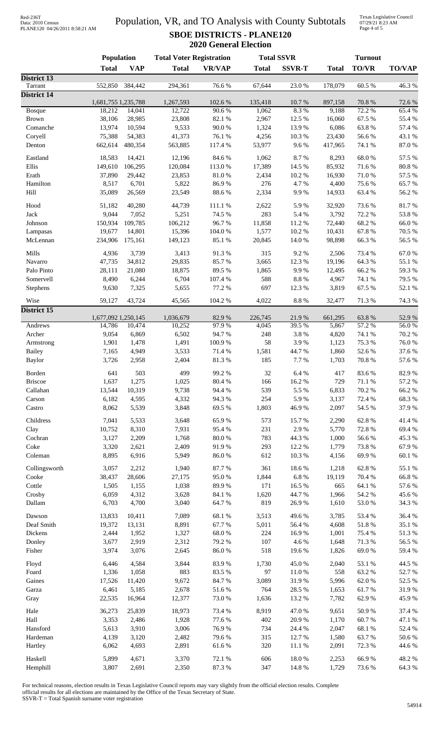# Population, VR, and TO Analysis with County Subtotals

## SBOE DISTRICTS - PLANE120

### 2020 General Election

| | Population | | Total Voter Registration | | Total SSVR | | Turnout | | |
|---|---|---|---|---|---|---|---|---|---|
| | Total | VAP | Total | VR/VAP | Total | SSVR-T | Total | TO/VR | TO/VAP |
| **District 13** | | | | | | | | | |
| Tarrant | 552,850 | 384,442 | 294,361 | 76.6 % | 67,644 | 23.0 % | 178,079 | 60.5 % | 46.3 % |
| **District 14** | | | | | | | | | |
| | 1,681,755 | 1,235,788 | 1,267,593 | 102.6 % | 135,418 | 10.7 % | 897,158 | 70.8 % | 72.6 % |
| Bosque | 18,212 | 14,041 | 12,722 | 90.6 % | 1,062 | 8.3 % | 9,188 | 72.2 % | 65.4 % |
| Brown | 38,106 | 28,985 | 23,808 | 82.1 % | 2,967 | 12.5 % | 16,060 | 67.5 % | 55.4 % |
| Comanche | 13,974 | 10,594 | 9,533 | 90.0 % | 1,324 | 13.9 % | 6,086 | 63.8 % | 57.4 % |
| Coryell | 75,388 | 54,383 | 41,373 | 76.1 % | 4,256 | 10.3 % | 23,430 | 56.6 % | 43.1 % |
| Denton | 662,614 | 480,354 | 563,885 | 117.4 % | 53,977 | 9.6 % | 417,965 | 74.1 % | 87.0 % |
| Eastland | 18,583 | 14,421 | 12,196 | 84.6 % | 1,062 | 8.7 % | 8,293 | 68.0 % | 57.5 % |
| Ellis | 149,610 | 106,295 | 120,084 | 113.0 % | 17,389 | 14.5 % | 85,932 | 71.6 % | 80.8 % |
| Erath | 37,890 | 29,442 | 23,853 | 81.0 % | 2,434 | 10.2 % | 16,930 | 71.0 % | 57.5 % |
| Hamilton | 8,517 | 6,701 | 5,822 | 86.9 % | 276 | 4.7 % | 4,400 | 75.6 % | 65.7 % |
| Hill | 35,089 | 26,569 | 23,549 | 88.6 % | 2,334 | 9.9 % | 14,933 | 63.4 % | 56.2 % |
| Hood | 51,182 | 40,280 | 44,739 | 111.1 % | 2,622 | 5.9 % | 32,920 | 73.6 % | 81.7 % |
| Jack | 9,044 | 7,052 | 5,251 | 74.5 % | 283 | 5.4 % | 3,792 | 72.2 % | 53.8 % |
| Johnson | 150,934 | 109,785 | 106,212 | 96.7 % | 11,858 | 11.2 % | 72,440 | 68.2 % | 66.0 % |
| Lampasas | 19,677 | 14,801 | 15,396 | 104.0 % | 1,577 | 10.2 % | 10,431 | 67.8 % | 70.5 % |
| McLennan | 234,906 | 175,161 | 149,123 | 85.1 % | 20,845 | 14.0 % | 98,898 | 66.3 % | 56.5 % |
| Mills | 4,936 | 3,739 | 3,413 | 91.3 % | 315 | 9.2 % | 2,506 | 73.4 % | 67.0 % |
| Navarro | 47,735 | 34,812 | 29,835 | 85.7 % | 3,665 | 12.3 % | 19,196 | 64.3 % | 55.1 % |
| Palo Pinto | 28,111 | 21,080 | 18,875 | 89.5 % | 1,865 | 9.9 % | 12,495 | 66.2 % | 59.3 % |
| Somervell | 8,490 | 6,244 | 6,704 | 107.4 % | 588 | 8.8 % | 4,967 | 74.1 % | 79.5 % |
| Stephens | 9,630 | 7,325 | 5,655 | 77.2 % | 697 | 12.3 % | 3,819 | 67.5 % | 52.1 % |
| Wise | 59,127 | 43,724 | 45,565 | 104.2 % | 4,022 | 8.8 % | 32,477 | 71.3 % | 74.3 % |
| **District 15** | | | | | | | | | |
| | 1,677,092 | 1,250,145 | 1,036,679 | 82.9 % | 226,745 | 21.9 % | 661,295 | 63.8 % | 52.9 % |
| Andrews | 14,786 | 10,474 | 10,252 | 97.9 % | 4,045 | 39.5 % | 5,867 | 57.2 % | 56.0 % |
| Archer | 9,054 | 6,869 | 6,502 | 94.7 % | 248 | 3.8 % | 4,820 | 74.1 % | 70.2 % |
| Armstrong | 1,901 | 1,478 | 1,491 | 100.9 % | 58 | 3.9 % | 1,123 | 75.3 % | 76.0 % |
| Bailey | 7,165 | 4,949 | 3,533 | 71.4 % | 1,581 | 44.7 % | 1,860 | 52.6 % | 37.6 % |
| Baylor | 3,726 | 2,958 | 2,404 | 81.3 % | 185 | 7.7 % | 1,703 | 70.8 % | 57.6 % |
| Borden | 641 | 503 | 499 | 99.2 % | 32 | 6.4 % | 417 | 83.6 % | 82.9 % |
| Briscoe | 1,637 | 1,275 | 1,025 | 80.4 % | 166 | 16.2 % | 729 | 71.1 % | 57.2 % |
| Callahan | 13,544 | 10,319 | 9,738 | 94.4 % | 539 | 5.5 % | 6,833 | 70.2 % | 66.2 % |
| Carson | 6,182 | 4,595 | 4,332 | 94.3 % | 254 | 5.9 % | 3,137 | 72.4 % | 68.3 % |
| Castro | 8,062 | 5,539 | 3,848 | 69.5 % | 1,803 | 46.9 % | 2,097 | 54.5 % | 37.9 % |
| Childress | 7,041 | 5,533 | 3,648 | 65.9 % | 573 | 15.7 % | 2,290 | 62.8 % | 41.4 % |
| Clay | 10,752 | 8,310 | 7,931 | 95.4 % | 231 | 2.9 % | 5,770 | 72.8 % | 69.4 % |
| Cochran | 3,127 | 2,209 | 1,768 | 80.0 % | 783 | 44.3 % | 1,000 | 56.6 % | 45.3 % |
| Coke | 3,320 | 2,621 | 2,409 | 91.9 % | 293 | 12.2 % | 1,779 | 73.8 % | 67.9 % |
| Coleman | 8,895 | 6,916 | 5,949 | 86.0 % | 612 | 10.3 % | 4,156 | 69.9 % | 60.1 % |
| Collingsworth | 3,057 | 2,212 | 1,940 | 87.7 % | 361 | 18.6 % | 1,218 | 62.8 % | 55.1 % |
| Cooke | 38,437 | 28,606 | 27,175 | 95.0 % | 1,844 | 6.8 % | 19,119 | 70.4 % | 66.8 % |
| Cottle | 1,505 | 1,155 | 1,038 | 89.9 % | 171 | 16.5 % | 665 | 64.1 % | 57.6 % |
| Crosby | 6,059 | 4,312 | 3,628 | 84.1 % | 1,620 | 44.7 % | 1,966 | 54.2 % | 45.6 % |
| Dallam | 6,703 | 4,700 | 3,040 | 64.7 % | 819 | 26.9 % | 1,610 | 53.0 % | 34.3 % |
| Dawson | 13,833 | 10,411 | 7,089 | 68.1 % | 3,513 | 49.6 % | 3,785 | 53.4 % | 36.4 % |
| Deaf Smith | 19,372 | 13,131 | 8,891 | 67.7 % | 5,011 | 56.4 % | 4,608 | 51.8 % | 35.1 % |
| Dickens | 2,444 | 1,952 | 1,327 | 68.0 % | 224 | 16.9 % | 1,001 | 75.4 % | 51.3 % |
| Donley | 3,677 | 2,919 | 2,312 | 79.2 % | 107 | 4.6 % | 1,648 | 71.3 % | 56.5 % |
| Fisher | 3,974 | 3,076 | 2,645 | 86.0 % | 518 | 19.6 % | 1,826 | 69.0 % | 59.4 % |
| Floyd | 6,446 | 4,584 | 3,844 | 83.9 % | 1,730 | 45.0 % | 2,040 | 53.1 % | 44.5 % |
| Foard | 1,336 | 1,058 | 883 | 83.5 % | 97 | 11.0 % | 558 | 63.2 % | 52.7 % |
| Gaines | 17,526 | 11,420 | 9,672 | 84.7 % | 3,089 | 31.9 % | 5,996 | 62.0 % | 52.5 % |
| Garza | 6,461 | 5,185 | 2,678 | 51.6 % | 764 | 28.5 % | 1,653 | 61.7 % | 31.9 % |
| Gray | 22,535 | 16,964 | 12,377 | 73.0 % | 1,636 | 13.2 % | 7,782 | 62.9 % | 45.9 % |
| Hale | 36,273 | 25,839 | 18,973 | 73.4 % | 8,919 | 47.0 % | 9,651 | 50.9 % | 37.4 % |
| Hall | 3,353 | 2,486 | 1,928 | 77.6 % | 402 | 20.9 % | 1,170 | 60.7 % | 47.1 % |
| Hansford | 5,613 | 3,910 | 3,006 | 76.9 % | 734 | 24.4 % | 2,047 | 68.1 % | 52.4 % |
| Hardeman | 4,139 | 3,120 | 2,482 | 79.6 % | 315 | 12.7 % | 1,580 | 63.7 % | 50.6 % |
| Hartley | 6,062 | 4,693 | 2,891 | 61.6 % | 320 | 11.1 % | 2,091 | 72.3 % | 44.6 % |
| Haskell | 5,899 | 4,671 | 3,370 | 72.1 % | 606 | 18.0 % | 2,253 | 66.9 % | 48.2 % |
| Hemphill | 3,807 | 2,691 | 2,350 | 87.3 % | 347 | 14.8 % | 1,729 | 73.6 % | 64.3 % |

For technical reasons, election results in Texas Legislative Council reports may vary slightly from the official election results. Complete official results for all elections are maintained by the Office of the Texas Secretary of State.
SSVR-T = Total Spanish surname voter registration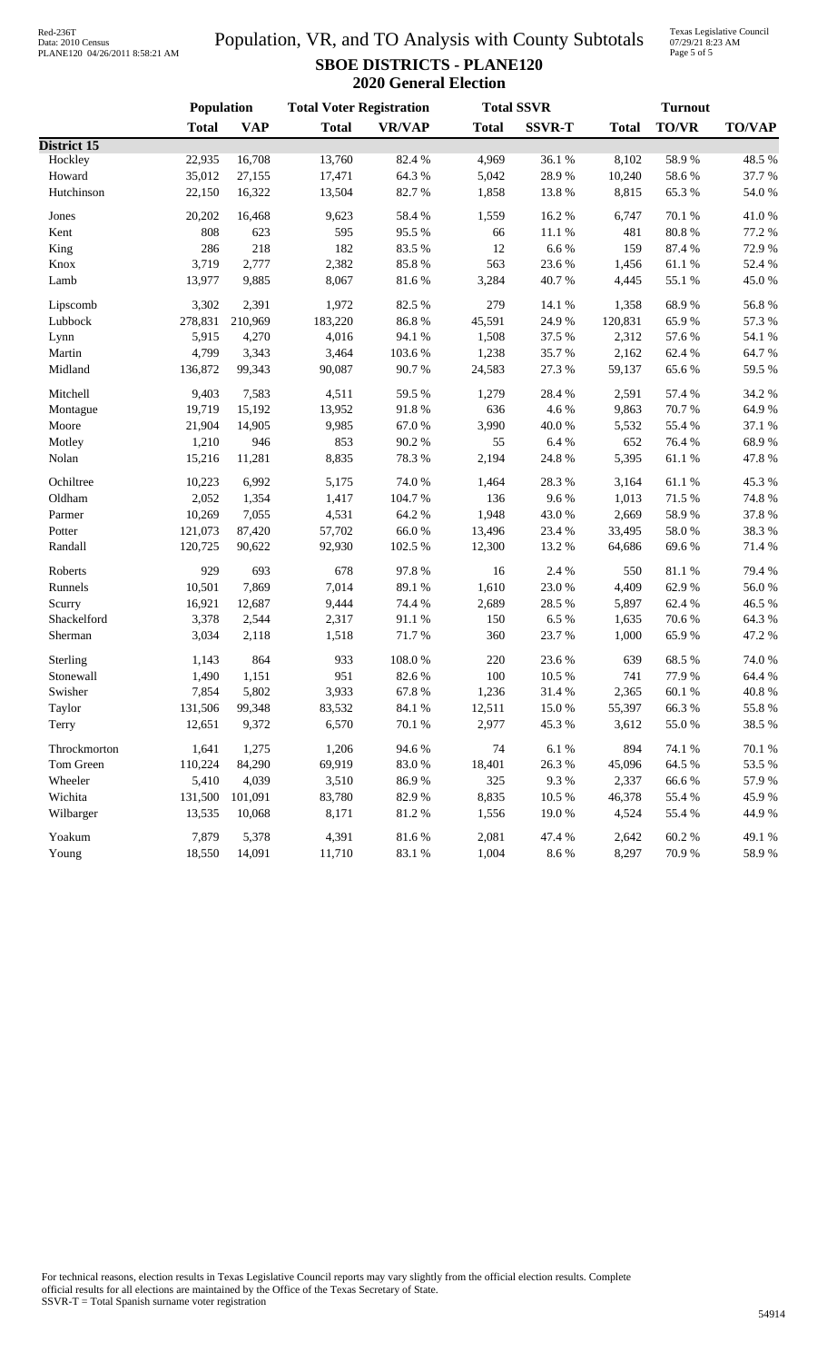# Population, VR, and TO Analysis with County Subtotals

## SBOE DISTRICTS - PLANE120

### 2020 General Election

| | Population | | Total Voter Registration | | Total SSVR | | Turnout | | |
|---|---|---|---|---|---|---|---|---|---|
| | Total | VAP | Total | VR/VAP | Total | SSVR-T | Total | TO/VR | TO/VAP |
| **District 15** | | | | | | | | | |
| Hockley | 22,935 | 16,708 | 13,760 | 82.4 % | 4,969 | 36.1 % | 8,102 | 58.9 % | 48.5 % |
| Howard | 35,012 | 27,155 | 17,471 | 64.3 % | 5,042 | 28.9 % | 10,240 | 58.6 % | 37.7 % |
| Hutchinson | 22,150 | 16,322 | 13,504 | 82.7 % | 1,858 | 13.8 % | 8,815 | 65.3 % | 54.0 % |
| Jones | 20,202 | 16,468 | 9,623 | 58.4 % | 1,559 | 16.2 % | 6,747 | 70.1 % | 41.0 % |
| Kent | 808 | 623 | 595 | 95.5 % | 66 | 11.1 % | 481 | 80.8 % | 77.2 % |
| King | 286 | 218 | 182 | 83.5 % | 12 | 6.6 % | 159 | 87.4 % | 72.9 % |
| Knox | 3,719 | 2,777 | 2,382 | 85.8 % | 563 | 23.6 % | 1,456 | 61.1 % | 52.4 % |
| Lamb | 13,977 | 9,885 | 8,067 | 81.6 % | 3,284 | 40.7 % | 4,445 | 55.1 % | 45.0 % |
| Lipscomb | 3,302 | 2,391 | 1,972 | 82.5 % | 279 | 14.1 % | 1,358 | 68.9 % | 56.8 % |
| Lubbock | 278,831 | 210,969 | 183,220 | 86.8 % | 45,591 | 24.9 % | 120,831 | 65.9 % | 57.3 % |
| Lynn | 5,915 | 4,270 | 4,016 | 94.1 % | 1,508 | 37.5 % | 2,312 | 57.6 % | 54.1 % |
| Martin | 4,799 | 3,343 | 3,464 | 103.6 % | 1,238 | 35.7 % | 2,162 | 62.4 % | 64.7 % |
| Midland | 136,872 | 99,343 | 90,087 | 90.7 % | 24,583 | 27.3 % | 59,137 | 65.6 % | 59.5 % |
| Mitchell | 9,403 | 7,583 | 4,511 | 59.5 % | 1,279 | 28.4 % | 2,591 | 57.4 % | 34.2 % |
| Montague | 19,719 | 15,192 | 13,952 | 91.8 % | 636 | 4.6 % | 9,863 | 70.7 % | 64.9 % |
| Moore | 21,904 | 14,905 | 9,985 | 67.0 % | 3,990 | 40.0 % | 5,532 | 55.4 % | 37.1 % |
| Motley | 1,210 | 946 | 853 | 90.2 % | 55 | 6.4 % | 652 | 76.4 % | 68.9 % |
| Nolan | 15,216 | 11,281 | 8,835 | 78.3 % | 2,194 | 24.8 % | 5,395 | 61.1 % | 47.8 % |
| Ochiltree | 10,223 | 6,992 | 5,175 | 74.0 % | 1,464 | 28.3 % | 3,164 | 61.1 % | 45.3 % |
| Oldham | 2,052 | 1,354 | 1,417 | 104.7 % | 136 | 9.6 % | 1,013 | 71.5 % | 74.8 % |
| Parmer | 10,269 | 7,055 | 4,531 | 64.2 % | 1,948 | 43.0 % | 2,669 | 58.9 % | 37.8 % |
| Potter | 121,073 | 87,420 | 57,702 | 66.0 % | 13,496 | 23.4 % | 33,495 | 58.0 % | 38.3 % |
| Randall | 120,725 | 90,622 | 92,930 | 102.5 % | 12,300 | 13.2 % | 64,686 | 69.6 % | 71.4 % |
| Roberts | 929 | 693 | 678 | 97.8 % | 16 | 2.4 % | 550 | 81.1 % | 79.4 % |
| Runnels | 10,501 | 7,869 | 7,014 | 89.1 % | 1,610 | 23.0 % | 4,409 | 62.9 % | 56.0 % |
| Scurry | 16,921 | 12,687 | 9,444 | 74.4 % | 2,689 | 28.5 % | 5,897 | 62.4 % | 46.5 % |
| Shackelford | 3,378 | 2,544 | 2,317 | 91.1 % | 150 | 6.5 % | 1,635 | 70.6 % | 64.3 % |
| Sherman | 3,034 | 2,118 | 1,518 | 71.7 % | 360 | 23.7 % | 1,000 | 65.9 % | 47.2 % |
| Sterling | 1,143 | 864 | 933 | 108.0 % | 220 | 23.6 % | 639 | 68.5 % | 74.0 % |
| Stonewall | 1,490 | 1,151 | 951 | 82.6 % | 100 | 10.5 % | 741 | 77.9 % | 64.4 % |
| Swisher | 7,854 | 5,802 | 3,933 | 67.8 % | 1,236 | 31.4 % | 2,365 | 60.1 % | 40.8 % |
| Taylor | 131,506 | 99,348 | 83,532 | 84.1 % | 12,511 | 15.0 % | 55,397 | 66.3 % | 55.8 % |
| Terry | 12,651 | 9,372 | 6,570 | 70.1 % | 2,977 | 45.3 % | 3,612 | 55.0 % | 38.5 % |
| Throckmorton | 1,641 | 1,275 | 1,206 | 94.6 % | 74 | 6.1 % | 894 | 74.1 % | 70.1 % |
| Tom Green | 110,224 | 84,290 | 69,919 | 83.0 % | 18,401 | 26.3 % | 45,096 | 64.5 % | 53.5 % |
| Wheeler | 5,410 | 4,039 | 3,510 | 86.9 % | 325 | 9.3 % | 2,337 | 66.6 % | 57.9 % |
| Wichita | 131,500 | 101,091 | 83,780 | 82.9 % | 8,835 | 10.5 % | 46,378 | 55.4 % | 45.9 % |
| Wilbarger | 13,535 | 10,068 | 8,171 | 81.2 % | 1,556 | 19.0 % | 4,524 | 55.4 % | 44.9 % |
| Yoakum | 7,879 | 5,378 | 4,391 | 81.6 % | 2,081 | 47.4 % | 2,642 | 60.2 % | 49.1 % |
| Young | 18,550 | 14,091 | 11,710 | 83.1 % | 1,004 | 8.6 % | 8,297 | 70.9 % | 58.9 % |

For technical reasons, election results in Texas Legislative Council reports may vary slightly from the official election results. Complete official results for all elections are maintained by the Office of the Texas Secretary of State.
SSVR-T = Total Spanish surname voter registration